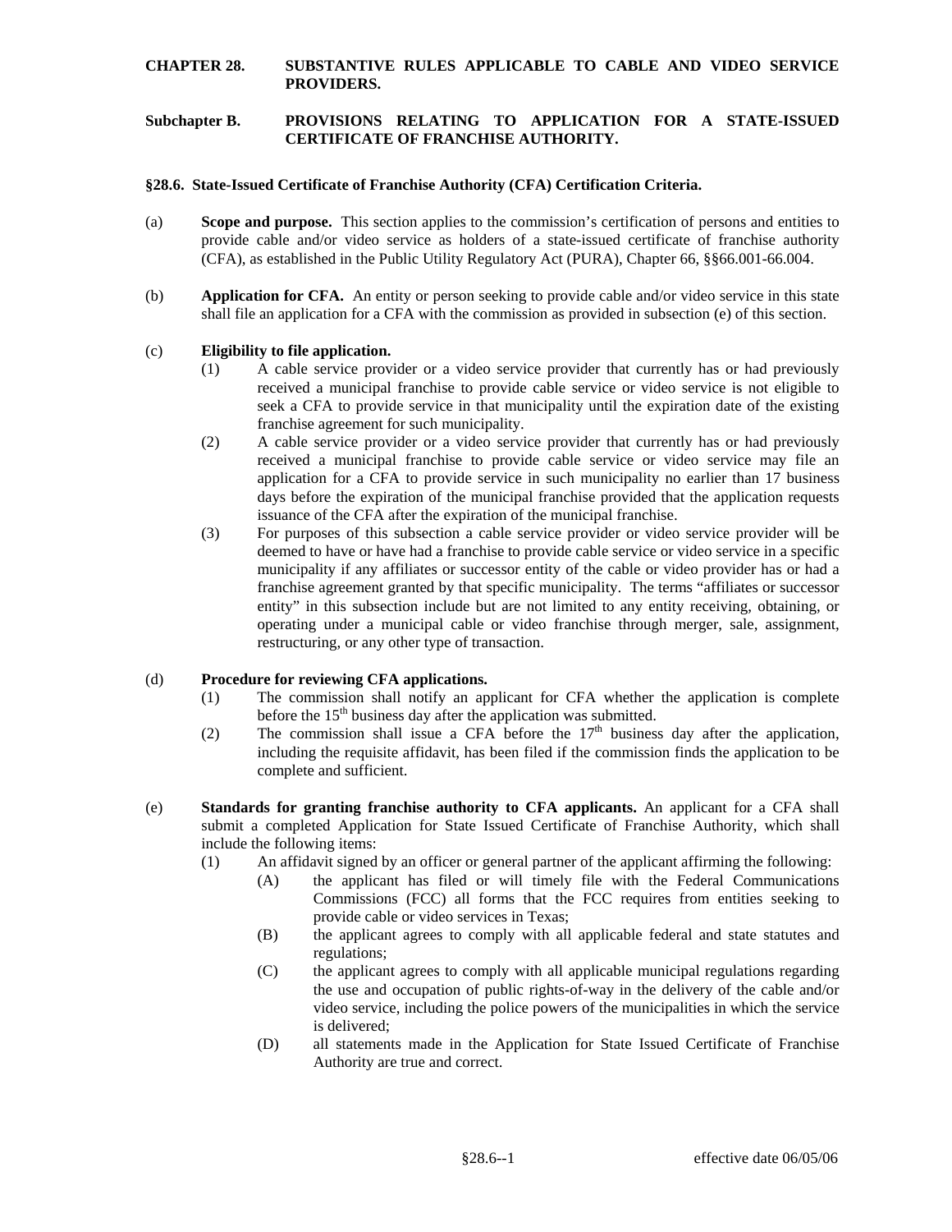**CHAPTER 28. SUBSTANTIVE RULES APPLICABLE TO CABLE AND VIDEO SERVICE PROVIDERS.**

**Subchapter B. PROVISIONS RELATING TO APPLICATION FOR A STATE-ISSUED CERTIFICATE OF FRANCHISE AUTHORITY.**

**§28.6. State-Issued Certificate of Franchise Authority (CFA) Certification Criteria.**

(a) **Scope and purpose.** This section applies to the commission's certification of persons and entities to provide cable and/or video service as holders of a state-issued certificate of franchise authority (CFA), as established in the Public Utility Regulatory Act (PURA), Chapter 66, §§66.001-66.004.

(b) **Application for CFA.** An entity or person seeking to provide cable and/or video service in this state shall file an application for a CFA with the commission as provided in subsection (e) of this section.

(c) **Eligibility to file application.**

(1) A cable service provider or a video service provider that currently has or had previously received a municipal franchise to provide cable service or video service is not eligible to seek a CFA to provide service in that municipality until the expiration date of the existing franchise agreement for such municipality.

(2) A cable service provider or a video service provider that currently has or had previously received a municipal franchise to provide cable service or video service may file an application for a CFA to provide service in such municipality no earlier than 17 business days before the expiration of the municipal franchise provided that the application requests issuance of the CFA after the expiration of the municipal franchise.

(3) For purposes of this subsection a cable service provider or video service provider will be deemed to have or have had a franchise to provide cable service or video service in a specific municipality if any affiliates or successor entity of the cable or video provider has or had a franchise agreement granted by that specific municipality. The terms "affiliates or successor entity" in this subsection include but are not limited to any entity receiving, obtaining, or operating under a municipal cable or video franchise through merger, sale, assignment, restructuring, or any other type of transaction.

(d) **Procedure for reviewing CFA applications.**

(1) The commission shall notify an applicant for CFA whether the application is complete before the 15th business day after the application was submitted.

(2) The commission shall issue a CFA before the 17th business day after the application, including the requisite affidavit, has been filed if the commission finds the application to be complete and sufficient.

(e) **Standards for granting franchise authority to CFA applicants.** An applicant for a CFA shall submit a completed Application for State Issued Certificate of Franchise Authority, which shall include the following items:

(1) An affidavit signed by an officer or general partner of the applicant affirming the following:

(A) the applicant has filed or will timely file with the Federal Communications Commissions (FCC) all forms that the FCC requires from entities seeking to provide cable or video services in Texas;

(B) the applicant agrees to comply with all applicable federal and state statutes and regulations;

(C) the applicant agrees to comply with all applicable municipal regulations regarding the use and occupation of public rights-of-way in the delivery of the cable and/or video service, including the police powers of the municipalities in which the service is delivered;

(D) all statements made in the Application for State Issued Certificate of Franchise Authority are true and correct.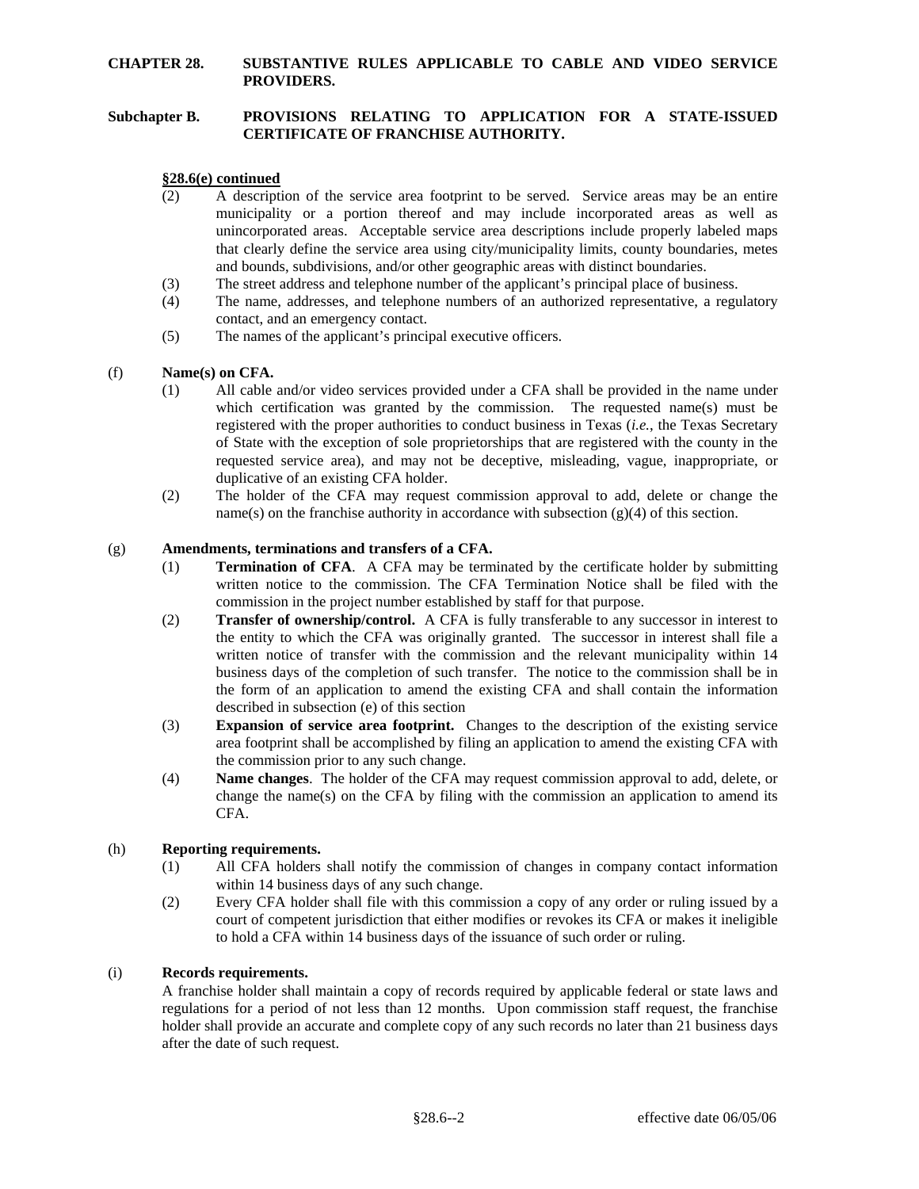**§28.6(e) continued**

(2) A description of the service area footprint to be served. Service areas may be an entire municipality or a portion thereof and may include incorporated areas as well as unincorporated areas. Acceptable service area descriptions include properly labeled maps that clearly define the service area using city/municipality limits, county boundaries, metes and bounds, subdivisions, and/or other geographic areas with distinct boundaries.

(3) The street address and telephone number of the applicant's principal place of business.

(4) The name, addresses, and telephone numbers of an authorized representative, a regulatory contact, and an emergency contact.

(5) The names of the applicant's principal executive officers.

(f) **Name(s) on CFA.**

(1) All cable and/or video services provided under a CFA shall be provided in the name under which certification was granted by the commission. The requested name(s) must be registered with the proper authorities to conduct business in Texas (*i.e.*, the Texas Secretary of State with the exception of sole proprietorships that are registered with the county in the requested service area), and may not be deceptive, misleading, vague, inappropriate, or duplicative of an existing CFA holder.

(2) The holder of the CFA may request commission approval to add, delete or change the name(s) on the franchise authority in accordance with subsection (g)(4) of this section.

(g) **Amendments, terminations and transfers of a CFA.**

(1) **Termination of CFA**. A CFA may be terminated by the certificate holder by submitting written notice to the commission. The CFA Termination Notice shall be filed with the commission in the project number established by staff for that purpose.

(2) **Transfer of ownership/control.** A CFA is fully transferable to any successor in interest to the entity to which the CFA was originally granted. The successor in interest shall file a written notice of transfer with the commission and the relevant municipality within 14 business days of the completion of such transfer. The notice to the commission shall be in the form of an application to amend the existing CFA and shall contain the information described in subsection (e) of this section

(3) **Expansion of service area footprint.** Changes to the description of the existing service area footprint shall be accomplished by filing an application to amend the existing CFA with the commission prior to any such change.

(4) **Name changes**. The holder of the CFA may request commission approval to add, delete, or change the name(s) on the CFA by filing with the commission an application to amend its CFA.

(h) **Reporting requirements.**

(1) All CFA holders shall notify the commission of changes in company contact information within 14 business days of any such change.

(2) Every CFA holder shall file with this commission a copy of any order or ruling issued by a court of competent jurisdiction that either modifies or revokes its CFA or makes it ineligible to hold a CFA within 14 business days of the issuance of such order or ruling.

(i) **Records requirements.**

A franchise holder shall maintain a copy of records required by applicable federal or state laws and regulations for a period of not less than 12 months. Upon commission staff request, the franchise holder shall provide an accurate and complete copy of any such records no later than 21 business days after the date of such request.